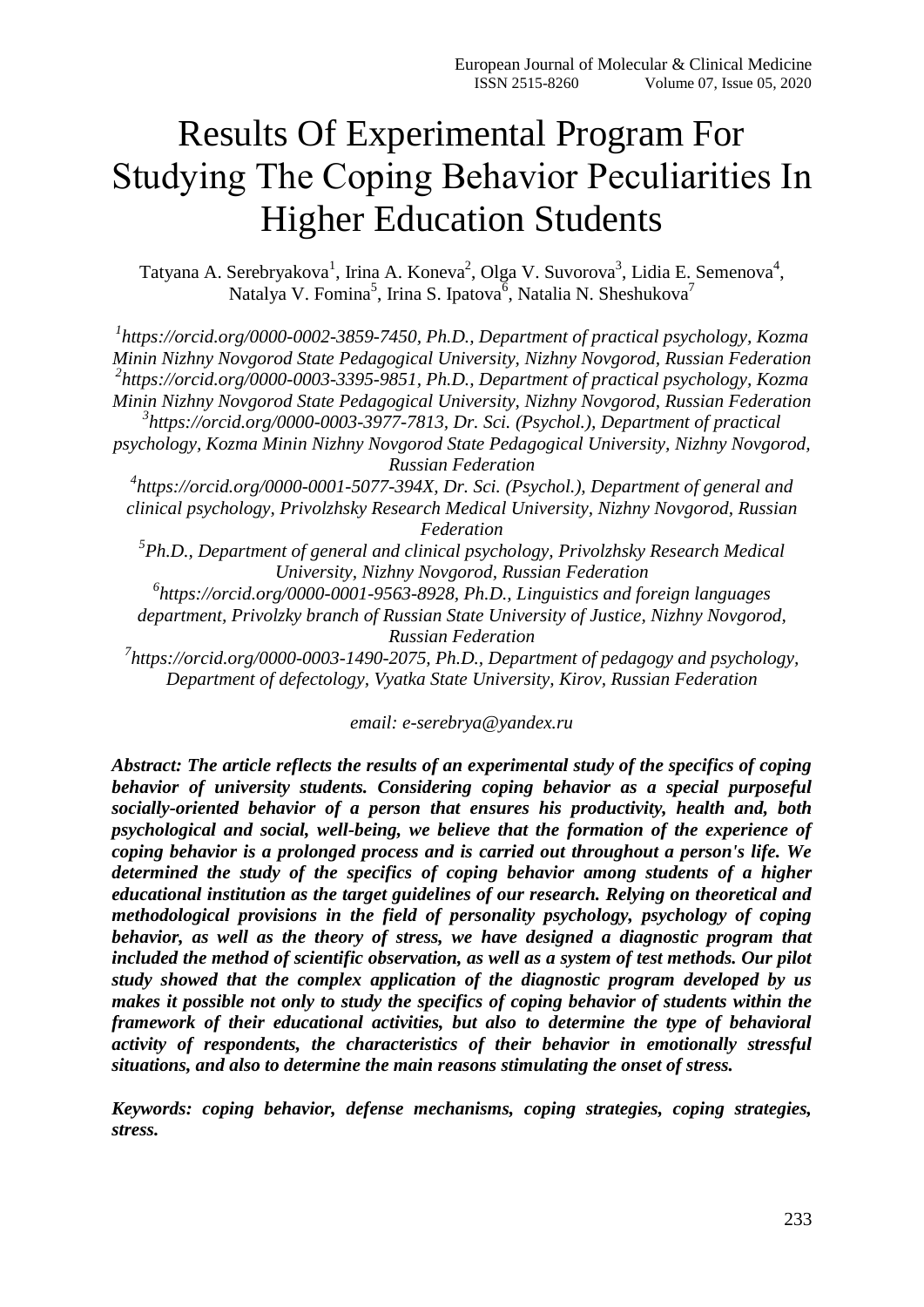# Results Of Experimental Program For Studying The Coping Behavior Peculiarities In Higher Education Students

Tatyana A. Serebryakova[1], Irina A. Koneva[2], Olga V. Suvorova[3], Lidia E. Semenova[4], Natalya V. Fomina[5], Irina S. Ipatova[6], Natalia N. Sheshukova[7]

*[1]https://orcid.org/0000-0002-3859-7450, Ph.D., Department of practical psychology, Kozma Minin Nizhny Novgorod State Pedagogical University, Nizhny Novgorod, Russian Federation*
*[2]https://orcid.org/0000-0003-3395-9851, Ph.D., Department of practical psychology, Kozma Minin Nizhny Novgorod State Pedagogical University, Nizhny Novgorod, Russian Federation*
*[3]https://orcid.org/0000-0003-3977-7813, Dr. Sci. (Psychol.), Department of practical psychology, Kozma Minin Nizhny Novgorod State Pedagogical University, Nizhny Novgorod, Russian Federation*
*[4]https://orcid.org/0000-0001-5077-394X, Dr. Sci. (Psychol.), Department of general and clinical psychology, Privolzhsky Research Medical University, Nizhny Novgorod, Russian Federation*
*[5]Ph.D., Department of general and clinical psychology, Privolzhsky Research Medical University, Nizhny Novgorod, Russian Federation*
*[6]https://orcid.org/0000-0001-9563-8928, Ph.D., Linguistics and foreign languages department, Privolzky branch of Russian State University of Justice, Nizhny Novgorod, Russian Federation*
*[7]https://orcid.org/0000-0003-1490-2075, Ph.D., Department of pedagogy and psychology, Department of defectology, Vyatka State University, Kirov, Russian Federation*

*email: e-serebrya@yandex.ru*

***Abstract: The article reflects the results of an experimental study of the specifics of coping behavior of university students. Considering coping behavior as a special purposeful socially-oriented behavior of a person that ensures his productivity, health and, both psychological and social, well-being, we believe that the formation of the experience of coping behavior is a prolonged process and is carried out throughout a person's life. We determined the study of the specifics of coping behavior among students of a higher educational institution as the target guidelines of our research. Relying on theoretical and methodological provisions in the field of personality psychology, psychology of coping behavior, as well as the theory of stress, we have designed a diagnostic program that included the method of scientific observation, as well as a system of test methods. Our pilot study showed that the complex application of the diagnostic program developed by us makes it possible not only to study the specifics of coping behavior of students within the framework of their educational activities, but also to determine the type of behavioral activity of respondents, the characteristics of their behavior in emotionally stressful situations, and also to determine the main reasons stimulating the onset of stress.***

***Keywords: coping behavior, defense mechanisms, coping strategies, coping strategies, stress.***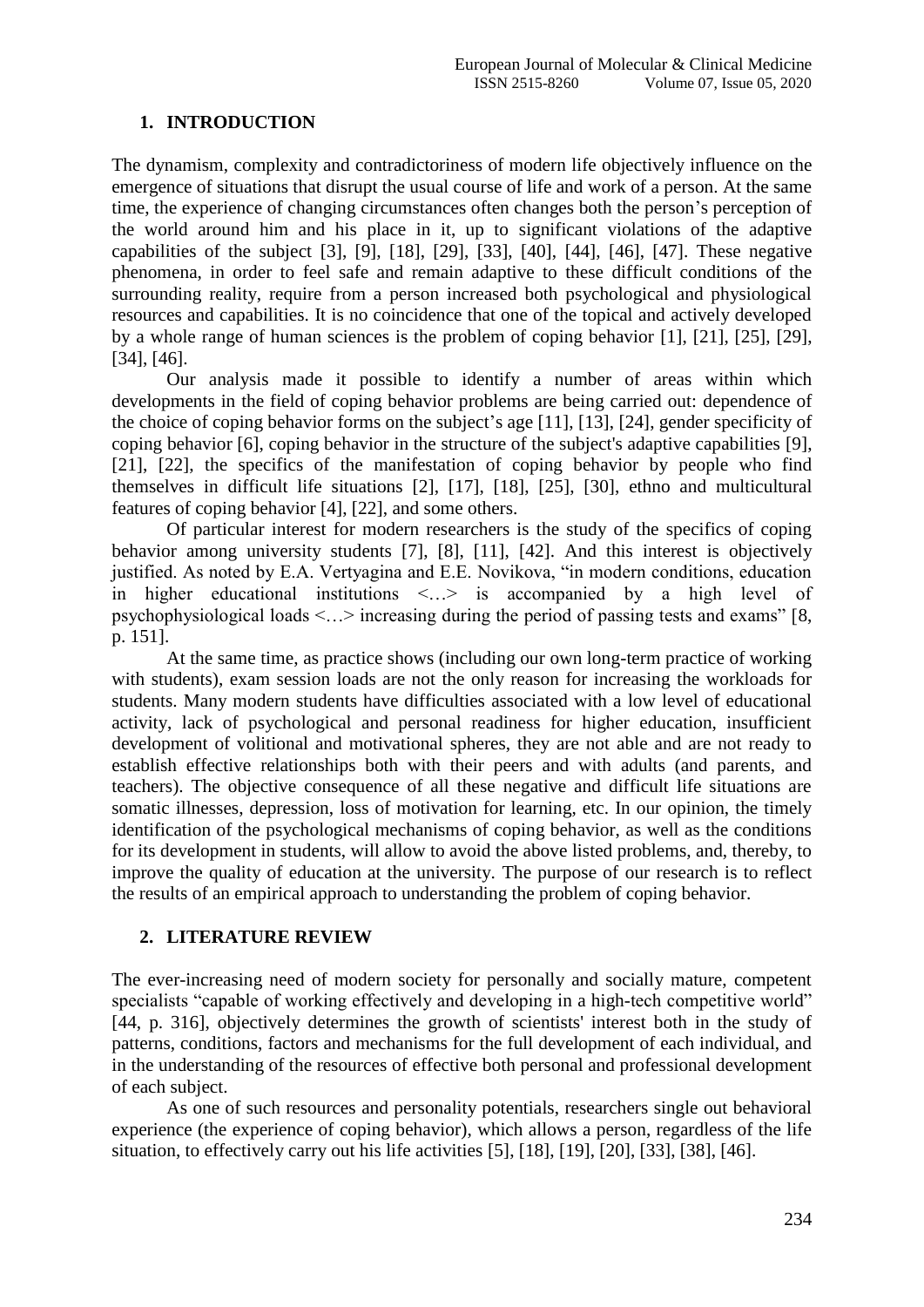## 1. INTRODUCTION

The dynamism, complexity and contradictoriness of modern life objectively influence on the emergence of situations that disrupt the usual course of life and work of a person. At the same time, the experience of changing circumstances often changes both the person's perception of the world around him and his place in it, up to significant violations of the adaptive capabilities of the subject [3], [9], [18], [29], [33], [40], [44], [46], [47]. These negative phenomena, in order to feel safe and remain adaptive to these difficult conditions of the surrounding reality, require from a person increased both psychological and physiological resources and capabilities. It is no coincidence that one of the topical and actively developed by a whole range of human sciences is the problem of coping behavior [1], [21], [25], [29], [34], [46].

Our analysis made it possible to identify a number of areas within which developments in the field of coping behavior problems are being carried out: dependence of the choice of coping behavior forms on the subject's age [11], [13], [24], gender specificity of coping behavior [6], coping behavior in the structure of the subject's adaptive capabilities [9], [21], [22], the specifics of the manifestation of coping behavior by people who find themselves in difficult life situations [2], [17], [18], [25], [30], ethno and multicultural features of coping behavior [4], [22], and some others.

Of particular interest for modern researchers is the study of the specifics of coping behavior among university students [7], [8], [11], [42]. And this interest is objectively justified. As noted by E.A. Vertyagina and E.E. Novikova, "in modern conditions, education in higher educational institutions <…> is accompanied by a high level of psychophysiological loads <…> increasing during the period of passing tests and exams" [8, p. 151].

At the same time, as practice shows (including our own long-term practice of working with students), exam session loads are not the only reason for increasing the workloads for students. Many modern students have difficulties associated with a low level of educational activity, lack of psychological and personal readiness for higher education, insufficient development of volitional and motivational spheres, they are not able and are not ready to establish effective relationships both with their peers and with adults (and parents, and teachers). The objective consequence of all these negative and difficult life situations are somatic illnesses, depression, loss of motivation for learning, etc. In our opinion, the timely identification of the psychological mechanisms of coping behavior, as well as the conditions for its development in students, will allow to avoid the above listed problems, and, thereby, to improve the quality of education at the university. The purpose of our research is to reflect the results of an empirical approach to understanding the problem of coping behavior.

## 2. LITERATURE REVIEW

The ever-increasing need of modern society for personally and socially mature, competent specialists "capable of working effectively and developing in a high-tech competitive world" [44, p. 316], objectively determines the growth of scientists' interest both in the study of patterns, conditions, factors and mechanisms for the full development of each individual, and in the understanding of the resources of effective both personal and professional development of each subject.

As one of such resources and personality potentials, researchers single out behavioral experience (the experience of coping behavior), which allows a person, regardless of the life situation, to effectively carry out his life activities [5], [18], [19], [20], [33], [38], [46].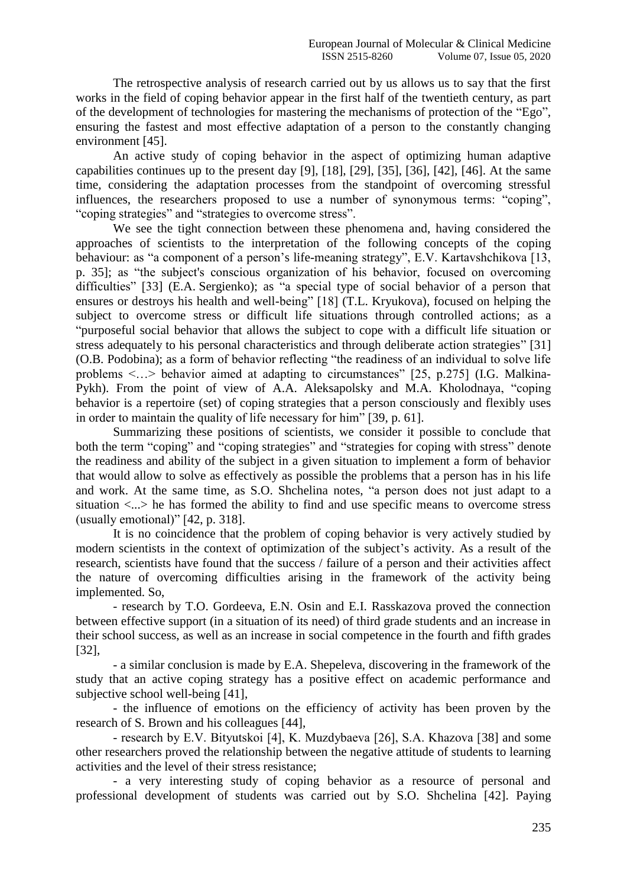The retrospective analysis of research carried out by us allows us to say that the first works in the field of coping behavior appear in the first half of the twentieth century, as part of the development of technologies for mastering the mechanisms of protection of the "Ego", ensuring the fastest and most effective adaptation of a person to the constantly changing environment [45].

An active study of coping behavior in the aspect of optimizing human adaptive capabilities continues up to the present day [9], [18], [29], [35], [36], [42], [46]. At the same time, considering the adaptation processes from the standpoint of overcoming stressful influences, the researchers proposed to use a number of synonymous terms: "coping", "coping strategies" and "strategies to overcome stress".

We see the tight connection between these phenomena and, having considered the approaches of scientists to the interpretation of the following concepts of the coping behaviour: as "a component of a person's life-meaning strategy", E.V. Kartavshchikova [13, p. 35]; as "the subject's conscious organization of his behavior, focused on overcoming difficulties" [33] (E.A. Sergienko); as "a special type of social behavior of a person that ensures or destroys his health and well-being" [18] (T.L. Kryukova), focused on helping the subject to overcome stress or difficult life situations through controlled actions; as a "purposeful social behavior that allows the subject to cope with a difficult life situation or stress adequately to his personal characteristics and through deliberate action strategies" [31] (O.B. Podobina); as a form of behavior reflecting "the readiness of an individual to solve life problems <…> behavior aimed at adapting to circumstances" [25, p.275] (I.G. Malkina-Pykh). From the point of view of A.A. Aleksapolsky and M.A. Kholodnaya, "coping behavior is a repertoire (set) of coping strategies that a person consciously and flexibly uses in order to maintain the quality of life necessary for him" [39, p. 61].

Summarizing these positions of scientists, we consider it possible to conclude that both the term "coping" and "coping strategies" and "strategies for coping with stress" denote the readiness and ability of the subject in a given situation to implement a form of behavior that would allow to solve as effectively as possible the problems that a person has in his life and work. At the same time, as S.O. Shchelina notes, "a person does not just adapt to a situation <...> he has formed the ability to find and use specific means to overcome stress (usually emotional)" [42, p. 318].

It is no coincidence that the problem of coping behavior is very actively studied by modern scientists in the context of optimization of the subject's activity. As a result of the research, scientists have found that the success / failure of a person and their activities affect the nature of overcoming difficulties arising in the framework of the activity being implemented. So,

- research by T.O. Gordeeva, E.N. Osin and E.I. Rasskazova proved the connection between effective support (in a situation of its need) of third grade students and an increase in their school success, as well as an increase in social competence in the fourth and fifth grades [32],
- a similar conclusion is made by E.A. Shepeleva, discovering in the framework of the study that an active coping strategy has a positive effect on academic performance and subjective school well-being [41],
- the influence of emotions on the efficiency of activity has been proven by the research of S. Brown and his colleagues [44],
- research by E.V. Bityutskoi [4], K. Muzdybaeva [26], S.A. Khazova [38] and some other researchers proved the relationship between the negative attitude of students to learning activities and the level of their stress resistance;
- a very interesting study of coping behavior as a resource of personal and professional development of students was carried out by S.O. Shchelina [42]. Paying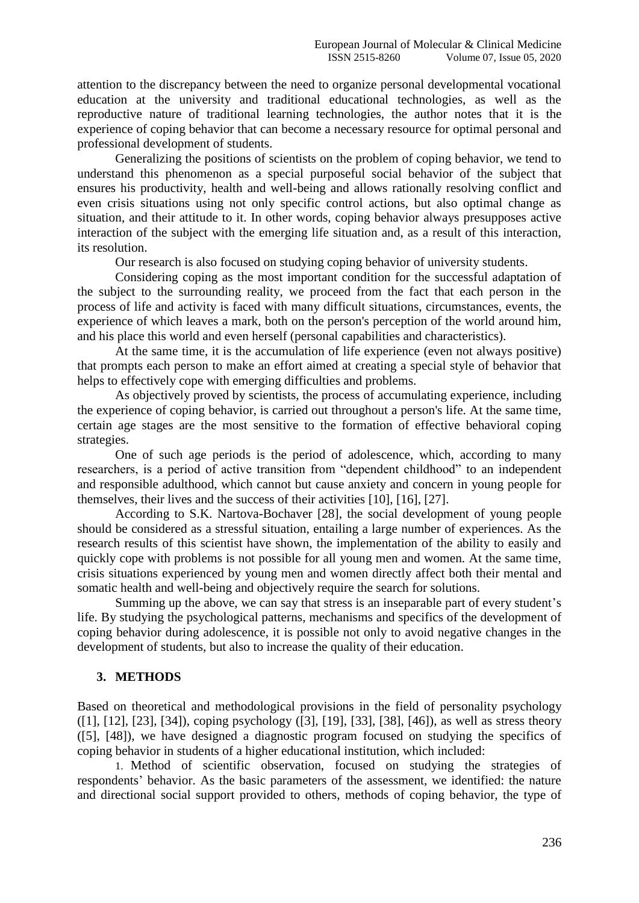attention to the discrepancy between the need to organize personal developmental vocational education at the university and traditional educational technologies, as well as the reproductive nature of traditional learning technologies, the author notes that it is the experience of coping behavior that can become a necessary resource for optimal personal and professional development of students.

Generalizing the positions of scientists on the problem of coping behavior, we tend to understand this phenomenon as a special purposeful social behavior of the subject that ensures his productivity, health and well-being and allows rationally resolving conflict and even crisis situations using not only specific control actions, but also optimal change as situation, and their attitude to it. In other words, coping behavior always presupposes active interaction of the subject with the emerging life situation and, as a result of this interaction, its resolution.

Our research is also focused on studying coping behavior of university students.

Considering coping as the most important condition for the successful adaptation of the subject to the surrounding reality, we proceed from the fact that each person in the process of life and activity is faced with many difficult situations, circumstances, events, the experience of which leaves a mark, both on the person's perception of the world around him, and his place this world and even herself (personal capabilities and characteristics).

At the same time, it is the accumulation of life experience (even not always positive) that prompts each person to make an effort aimed at creating a special style of behavior that helps to effectively cope with emerging difficulties and problems.

As objectively proved by scientists, the process of accumulating experience, including the experience of coping behavior, is carried out throughout a person's life. At the same time, certain age stages are the most sensitive to the formation of effective behavioral coping strategies.

One of such age periods is the period of adolescence, which, according to many researchers, is a period of active transition from "dependent childhood" to an independent and responsible adulthood, which cannot but cause anxiety and concern in young people for themselves, their lives and the success of their activities [10], [16], [27].

According to S.K. Nartova-Bochaver [28], the social development of young people should be considered as a stressful situation, entailing a large number of experiences. As the research results of this scientist have shown, the implementation of the ability to easily and quickly cope with problems is not possible for all young men and women. At the same time, crisis situations experienced by young men and women directly affect both their mental and somatic health and well-being and objectively require the search for solutions.

Summing up the above, we can say that stress is an inseparable part of every student's life. By studying the psychological patterns, mechanisms and specifics of the development of coping behavior during adolescence, it is possible not only to avoid negative changes in the development of students, but also to increase the quality of their education.

## 3. METHODS

Based on theoretical and methodological provisions in the field of personality psychology ([1], [12], [23], [34]), coping psychology ([3], [19], [33], [38], [46]), as well as stress theory ([5], [48]), we have designed a diagnostic program focused on studying the specifics of coping behavior in students of a higher educational institution, which included:

1. Method of scientific observation, focused on studying the strategies of respondents' behavior. As the basic parameters of the assessment, we identified: the nature and directional social support provided to others, methods of coping behavior, the type of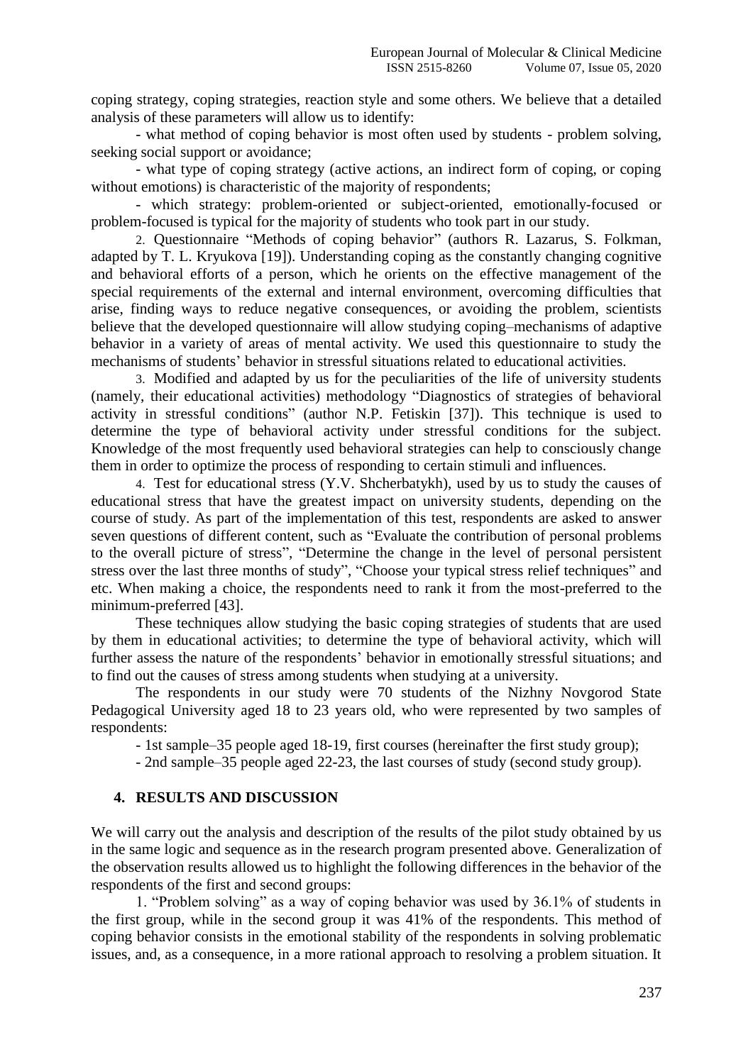coping strategy, coping strategies, reaction style and some others. We believe that a detailed analysis of these parameters will allow us to identify:

- what method of coping behavior is most often used by students - problem solving, seeking social support or avoidance;
- what type of coping strategy (active actions, an indirect form of coping, or coping without emotions) is characteristic of the majority of respondents;
- which strategy: problem-oriented or subject-oriented, emotionally-focused or problem-focused is typical for the majority of students who took part in our study.

2. Questionnaire "Methods of coping behavior" (authors R. Lazarus, S. Folkman, adapted by T. L. Kryukova [19]). Understanding coping as the constantly changing cognitive and behavioral efforts of a person, which he orients on the effective management of the special requirements of the external and internal environment, overcoming difficulties that arise, finding ways to reduce negative consequences, or avoiding the problem, scientists believe that the developed questionnaire will allow studying coping–mechanisms of adaptive behavior in a variety of areas of mental activity. We used this questionnaire to study the mechanisms of students' behavior in stressful situations related to educational activities.

3. Modified and adapted by us for the peculiarities of the life of university students (namely, their educational activities) methodology "Diagnostics of strategies of behavioral activity in stressful conditions" (author N.P. Fetiskin [37]). This technique is used to determine the type of behavioral activity under stressful conditions for the subject. Knowledge of the most frequently used behavioral strategies can help to consciously change them in order to optimize the process of responding to certain stimuli and influences.

4. Test for educational stress (Y.V. Shcherbatykh), used by us to study the causes of educational stress that have the greatest impact on university students, depending on the course of study. As part of the implementation of this test, respondents are asked to answer seven questions of different content, such as "Evaluate the contribution of personal problems to the overall picture of stress", "Determine the change in the level of personal persistent stress over the last three months of study", "Choose your typical stress relief techniques" and etc. When making a choice, the respondents need to rank it from the most-preferred to the minimum-preferred [43].

These techniques allow studying the basic coping strategies of students that are used by them in educational activities; to determine the type of behavioral activity, which will further assess the nature of the respondents' behavior in emotionally stressful situations; and to find out the causes of stress among students when studying at a university.

The respondents in our study were 70 students of the Nizhny Novgorod State Pedagogical University aged 18 to 23 years old, who were represented by two samples of respondents:

- 1st sample–35 people aged 18-19, first courses (hereinafter the first study group);
- 2nd sample–35 people aged 22-23, the last courses of study (second study group).

## 4. RESULTS AND DISCUSSION

We will carry out the analysis and description of the results of the pilot study obtained by us in the same logic and sequence as in the research program presented above. Generalization of the observation results allowed us to highlight the following differences in the behavior of the respondents of the first and second groups:

1. "Problem solving" as a way of coping behavior was used by 36.1% of students in the first group, while in the second group it was 41% of the respondents. This method of coping behavior consists in the emotional stability of the respondents in solving problematic issues, and, as a consequence, in a more rational approach to resolving a problem situation. It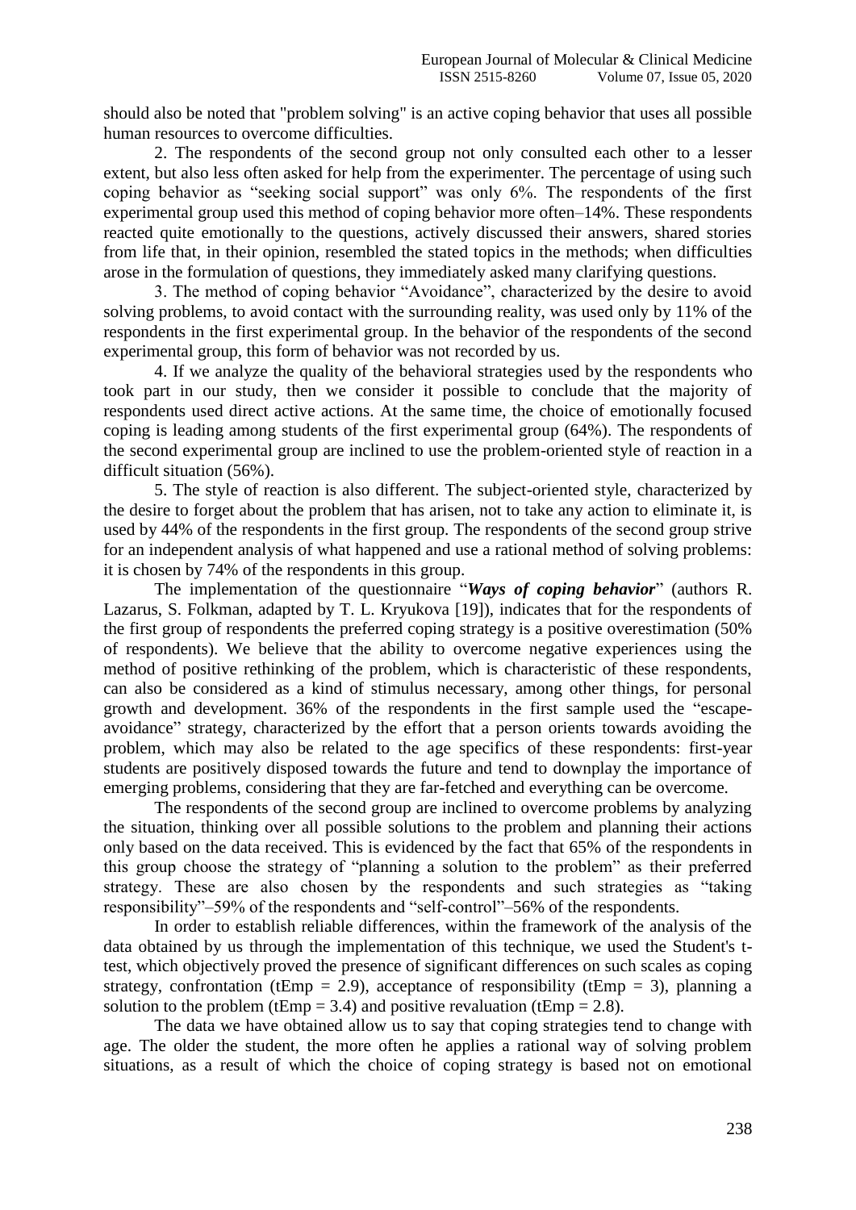should also be noted that "problem solving" is an active coping behavior that uses all possible human resources to overcome difficulties.

2. The respondents of the second group not only consulted each other to a lesser extent, but also less often asked for help from the experimenter. The percentage of using such coping behavior as "seeking social support" was only 6%. The respondents of the first experimental group used this method of coping behavior more often–14%. These respondents reacted quite emotionally to the questions, actively discussed their answers, shared stories from life that, in their opinion, resembled the stated topics in the methods; when difficulties arose in the formulation of questions, they immediately asked many clarifying questions.

3. The method of coping behavior "Avoidance", characterized by the desire to avoid solving problems, to avoid contact with the surrounding reality, was used only by 11% of the respondents in the first experimental group. In the behavior of the respondents of the second experimental group, this form of behavior was not recorded by us.

4. If we analyze the quality of the behavioral strategies used by the respondents who took part in our study, then we consider it possible to conclude that the majority of respondents used direct active actions. At the same time, the choice of emotionally focused coping is leading among students of the first experimental group (64%). The respondents of the second experimental group are inclined to use the problem-oriented style of reaction in a difficult situation (56%).

5. The style of reaction is also different. The subject-oriented style, characterized by the desire to forget about the problem that has arisen, not to take any action to eliminate it, is used by 44% of the respondents in the first group. The respondents of the second group strive for an independent analysis of what happened and use a rational method of solving problems: it is chosen by 74% of the respondents in this group.

The implementation of the questionnaire "***Ways of coping behavior***" (authors R. Lazarus, S. Folkman, adapted by T. L. Kryukova [19]), indicates that for the respondents of the first group of respondents the preferred coping strategy is a positive overestimation (50% of respondents). We believe that the ability to overcome negative experiences using the method of positive rethinking of the problem, which is characteristic of these respondents, can also be considered as a kind of stimulus necessary, among other things, for personal growth and development. 36% of the respondents in the first sample used the "escape-avoidance" strategy, characterized by the effort that a person orients towards avoiding the problem, which may also be related to the age specifics of these respondents: first-year students are positively disposed towards the future and tend to downplay the importance of emerging problems, considering that they are far-fetched and everything can be overcome.

The respondents of the second group are inclined to overcome problems by analyzing the situation, thinking over all possible solutions to the problem and planning their actions only based on the data received. This is evidenced by the fact that 65% of the respondents in this group choose the strategy of "planning a solution to the problem" as their preferred strategy. These are also chosen by the respondents and such strategies as "taking responsibility"–59% of the respondents and "self-control"–56% of the respondents.

In order to establish reliable differences, within the framework of the analysis of the data obtained by us through the implementation of this technique, we used the Student's t-test, which objectively proved the presence of significant differences on such scales as coping strategy, confrontation ($t_{Emp} = 2.9$), acceptance of responsibility ($t_{Emp} = 3$), planning a solution to the problem ($t_{Emp} = 3.4$) and positive revaluation ($t_{Emp} = 2.8$).

The data we have obtained allow us to say that coping strategies tend to change with age. The older the student, the more often he applies a rational way of solving problem situations, as a result of which the choice of coping strategy is based not on emotional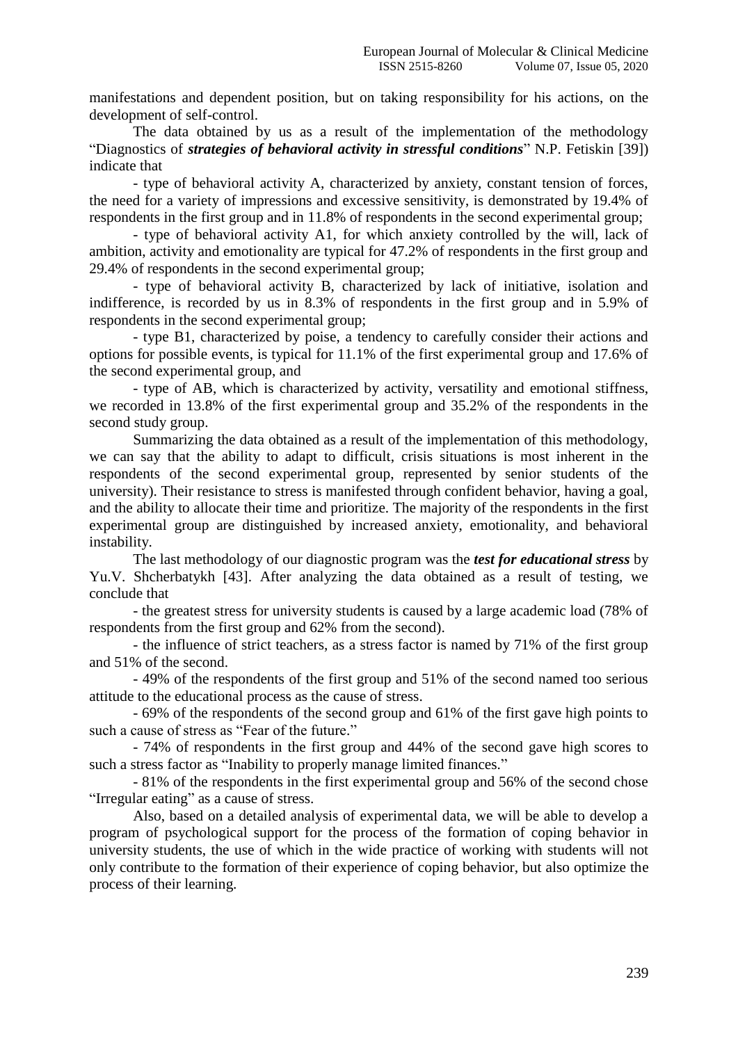manifestations and dependent position, but on taking responsibility for his actions, on the development of self-control.

The data obtained by us as a result of the implementation of the methodology "Diagnostics of ***strategies of behavioral activity in stressful conditions***" N.P. Fetiskin [39]) indicate that

- type of behavioral activity A, characterized by anxiety, constant tension of forces, the need for a variety of impressions and excessive sensitivity, is demonstrated by 19.4% of respondents in the first group and in 11.8% of respondents in the second experimental group;

- type of behavioral activity A1, for which anxiety controlled by the will, lack of ambition, activity and emotionality are typical for 47.2% of respondents in the first group and 29.4% of respondents in the second experimental group;

- type of behavioral activity B, characterized by lack of initiative, isolation and indifference, is recorded by us in 8.3% of respondents in the first group and in 5.9% of respondents in the second experimental group;

- type B1, characterized by poise, a tendency to carefully consider their actions and options for possible events, is typical for 11.1% of the first experimental group and 17.6% of the second experimental group, and

- type of AB, which is characterized by activity, versatility and emotional stiffness, we recorded in 13.8% of the first experimental group and 35.2% of the respondents in the second study group.

Summarizing the data obtained as a result of the implementation of this methodology, we can say that the ability to adapt to difficult, crisis situations is most inherent in the respondents of the second experimental group, represented by senior students of the university). Their resistance to stress is manifested through confident behavior, having a goal, and the ability to allocate their time and prioritize. The majority of the respondents in the first experimental group are distinguished by increased anxiety, emotionality, and behavioral instability.

The last methodology of our diagnostic program was the ***test for educational stress*** by Yu.V. Shcherbatykh [43]. After analyzing the data obtained as a result of testing, we conclude that

- the greatest stress for university students is caused by a large academic load (78% of respondents from the first group and 62% from the second).

- the influence of strict teachers, as a stress factor is named by 71% of the first group and 51% of the second.

- 49% of the respondents of the first group and 51% of the second named too serious attitude to the educational process as the cause of stress.

- 69% of the respondents of the second group and 61% of the first gave high points to such a cause of stress as "Fear of the future."

- 74% of respondents in the first group and 44% of the second gave high scores to such a stress factor as "Inability to properly manage limited finances."

- 81% of the respondents in the first experimental group and 56% of the second chose "Irregular eating" as a cause of stress.

Also, based on a detailed analysis of experimental data, we will be able to develop a program of psychological support for the process of the formation of coping behavior in university students, the use of which in the wide practice of working with students will not only contribute to the formation of their experience of coping behavior, but also optimize the process of their learning.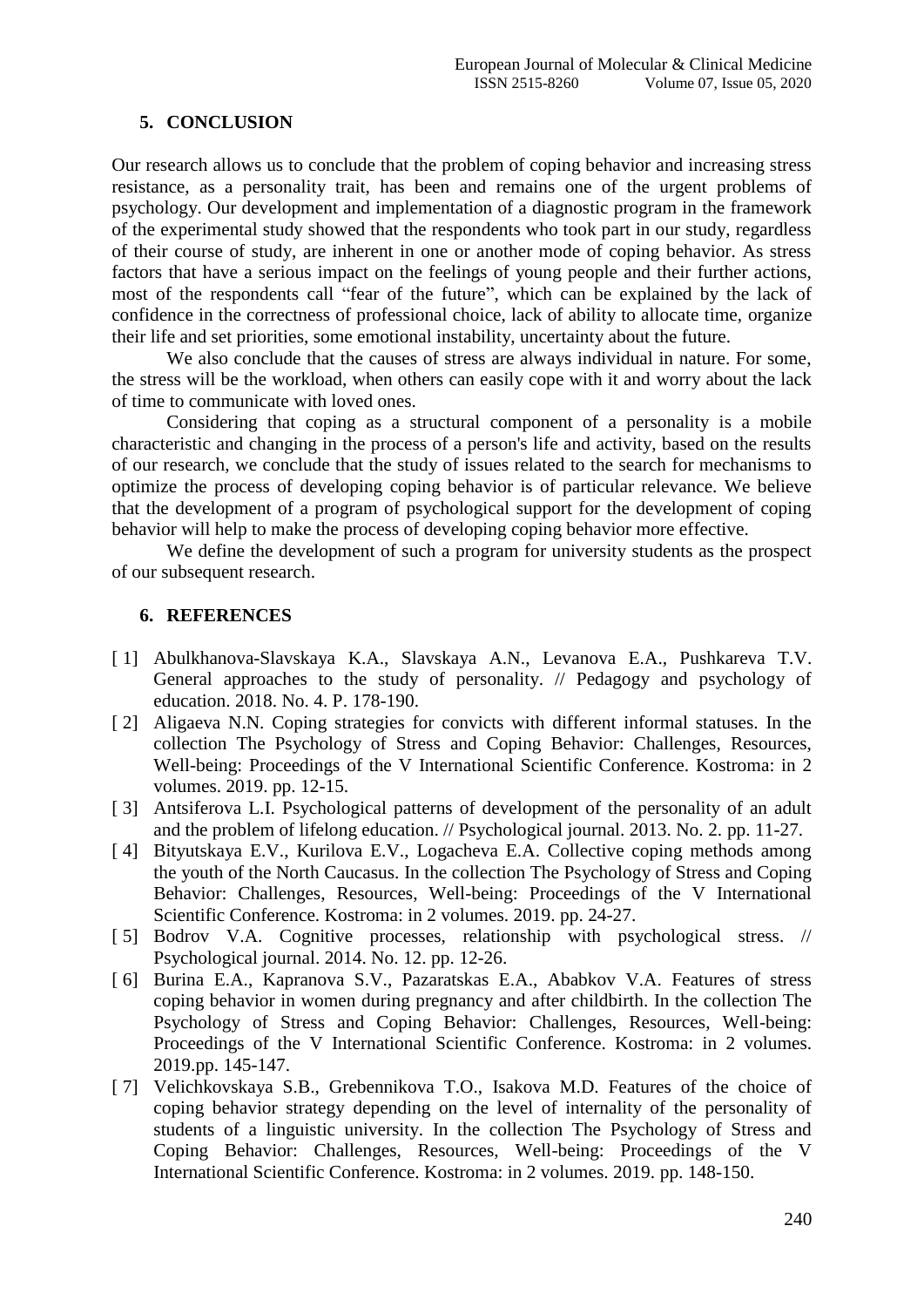## 5. CONCLUSION

Our research allows us to conclude that the problem of coping behavior and increasing stress resistance, as a personality trait, has been and remains one of the urgent problems of psychology. Our development and implementation of a diagnostic program in the framework of the experimental study showed that the respondents who took part in our study, regardless of their course of study, are inherent in one or another mode of coping behavior. As stress factors that have a serious impact on the feelings of young people and their further actions, most of the respondents call "fear of the future", which can be explained by the lack of confidence in the correctness of professional choice, lack of ability to allocate time, organize their life and set priorities, some emotional instability, uncertainty about the future.

We also conclude that the causes of stress are always individual in nature. For some, the stress will be the workload, when others can easily cope with it and worry about the lack of time to communicate with loved ones.

Considering that coping as a structural component of a personality is a mobile characteristic and changing in the process of a person's life and activity, based on the results of our research, we conclude that the study of issues related to the search for mechanisms to optimize the process of developing coping behavior is of particular relevance. We believe that the development of a program of psychological support for the development of coping behavior will help to make the process of developing coping behavior more effective.

We define the development of such a program for university students as the prospect of our subsequent research.

## 6. REFERENCES

[ 1] Abulkhanova-Slavskaya K.A., Slavskaya A.N., Levanova E.A., Pushkareva T.V. General approaches to the study of personality. // Pedagogy and psychology of education. 2018. No. 4. P. 178-190.

[ 2] Aligaeva N.N. Coping strategies for convicts with different informal statuses. In the collection The Psychology of Stress and Coping Behavior: Challenges, Resources, Well-being: Proceedings of the V International Scientific Conference. Kostroma: in 2 volumes. 2019. pp. 12-15.

[ 3] Antsiferova L.I. Psychological patterns of development of the personality of an adult and the problem of lifelong education. // Psychological journal. 2013. No. 2. pp. 11-27.

[ 4] Bityutskaya E.V., Kurilova E.V., Logacheva E.A. Collective coping methods among the youth of the North Caucasus. In the collection The Psychology of Stress and Coping Behavior: Challenges, Resources, Well-being: Proceedings of the V International Scientific Conference. Kostroma: in 2 volumes. 2019. pp. 24-27.

[ 5] Bodrov V.A. Cognitive processes, relationship with psychological stress. // Psychological journal. 2014. No. 12. pp. 12-26.

[ 6] Burina E.A., Kapranova S.V., Pazaratskas E.A., Ababkov V.A. Features of stress coping behavior in women during pregnancy and after childbirth. In the collection The Psychology of Stress and Coping Behavior: Challenges, Resources, Well-being: Proceedings of the V International Scientific Conference. Kostroma: in 2 volumes. 2019.pp. 145-147.

[ 7] Velichkovskaya S.B., Grebennikova T.O., Isakova M.D. Features of the choice of coping behavior strategy depending on the level of internality of the personality of students of a linguistic university. In the collection The Psychology of Stress and Coping Behavior: Challenges, Resources, Well-being: Proceedings of the V International Scientific Conference. Kostroma: in 2 volumes. 2019. pp. 148-150.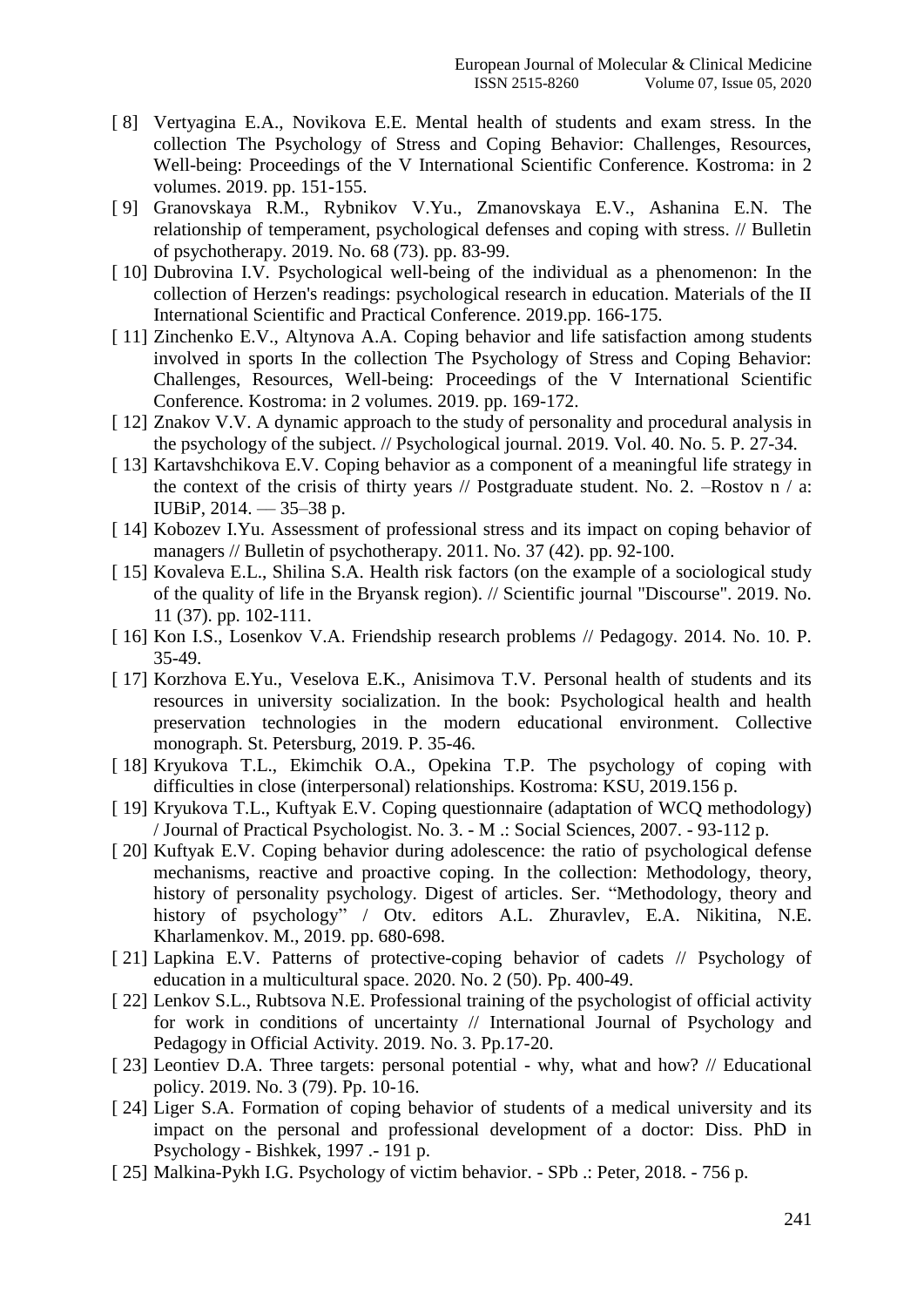[ 8] Vertyagina E.A., Novikova E.E. Mental health of students and exam stress. In the collection The Psychology of Stress and Coping Behavior: Challenges, Resources, Well-being: Proceedings of the V International Scientific Conference. Kostroma: in 2 volumes. 2019. pp. 151-155.

[ 9] Granovskaya R.M., Rybnikov V.Yu., Zmanovskaya E.V., Ashanina E.N. The relationship of temperament, psychological defenses and coping with stress. // Bulletin of psychotherapy. 2019. No. 68 (73). pp. 83-99.

[ 10] Dubrovina I.V. Psychological well-being of the individual as a phenomenon: In the collection of Herzen's readings: psychological research in education. Materials of the II International Scientific and Practical Conference. 2019.pp. 166-175.

[ 11] Zinchenko E.V., Altynova A.A. Coping behavior and life satisfaction among students involved in sports In the collection The Psychology of Stress and Coping Behavior: Challenges, Resources, Well-being: Proceedings of the V International Scientific Conference. Kostroma: in 2 volumes. 2019. pp. 169-172.

[ 12] Znakov V.V. A dynamic approach to the study of personality and procedural analysis in the psychology of the subject. // Psychological journal. 2019. Vol. 40. No. 5. P. 27-34.

[ 13] Kartavshchikova E.V. Coping behavior as a component of a meaningful life strategy in the context of the crisis of thirty years // Postgraduate student. No. 2. –Rostov n / a: IUBiP, 2014. — 35–38 p.

[ 14] Kobozev I.Yu. Assessment of professional stress and its impact on coping behavior of managers // Bulletin of psychotherapy. 2011. No. 37 (42). pp. 92-100.

[ 15] Kovaleva E.L., Shilina S.A. Health risk factors (on the example of a sociological study of the quality of life in the Bryansk region). // Scientific journal "Discourse". 2019. No. 11 (37). pp. 102-111.

[ 16] Kon I.S., Losenkov V.A. Friendship research problems // Pedagogy. 2014. No. 10. P. 35-49.

[ 17] Korzhova E.Yu., Veselova E.K., Anisimova T.V. Personal health of students and its resources in university socialization. In the book: Psychological health and health preservation technologies in the modern educational environment. Collective monograph. St. Petersburg, 2019. P. 35-46.

[ 18] Kryukova T.L., Ekimchik O.A., Opekina T.P. The psychology of coping with difficulties in close (interpersonal) relationships. Kostroma: KSU, 2019.156 p.

[ 19] Kryukova T.L., Kuftyak E.V. Coping questionnaire (adaptation of WCQ methodology) / Journal of Practical Psychologist. No. 3. - M .: Social Sciences, 2007. - 93-112 p.

[ 20] Kuftyak E.V. Coping behavior during adolescence: the ratio of psychological defense mechanisms, reactive and proactive coping. In the collection: Methodology, theory, history of personality psychology. Digest of articles. Ser. "Methodology, theory and history of psychology" / Otv. editors A.L. Zhuravlev, E.A. Nikitina, N.E. Kharlamenkov. M., 2019. pp. 680-698.

[ 21] Lapkina E.V. Patterns of protective-coping behavior of cadets // Psychology of education in a multicultural space. 2020. No. 2 (50). Pp. 400-49.

[ 22] Lenkov S.L., Rubtsova N.E. Professional training of the psychologist of official activity for work in conditions of uncertainty // International Journal of Psychology and Pedagogy in Official Activity. 2019. No. 3. Pp.17-20.

[ 23] Leontiev D.A. Three targets: personal potential - why, what and how? // Educational policy. 2019. No. 3 (79). Pp. 10-16.

[ 24] Liger S.A. Formation of coping behavior of students of a medical university and its impact on the personal and professional development of a doctor: Diss. PhD in Psychology - Bishkek, 1997 .- 191 p.

[ 25] Malkina-Pykh I.G. Psychology of victim behavior. - SPb .: Peter, 2018. - 756 p.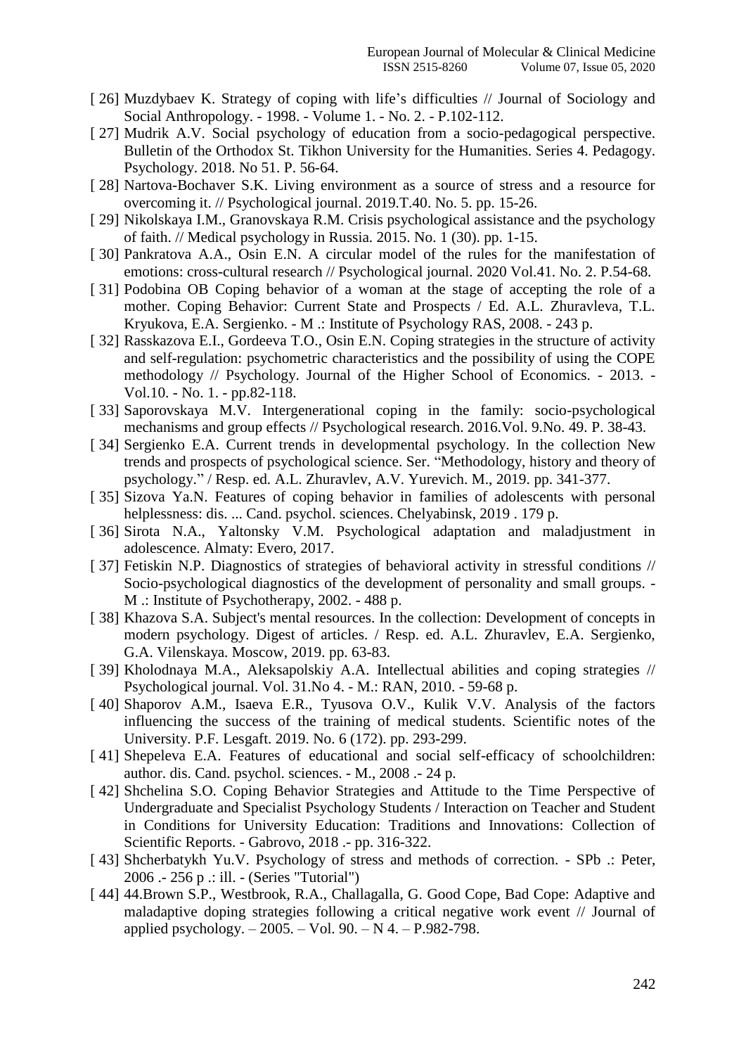[ 26] Muzdybaev K. Strategy of coping with life's difficulties // Journal of Sociology and Social Anthropology. - 1998. - Volume 1. - No. 2. - P.102-112.

[ 27] Mudrik A.V. Social psychology of education from a socio-pedagogical perspective. Bulletin of the Orthodox St. Tikhon University for the Humanities. Series 4. Pedagogy. Psychology. 2018. No 51. P. 56-64.

[ 28] Nartova-Bochaver S.K. Living environment as a source of stress and a resource for overcoming it. // Psychological journal. 2019.T.40. No. 5. pp. 15-26.

[ 29] Nikolskaya I.M., Granovskaya R.M. Crisis psychological assistance and the psychology of faith. // Medical psychology in Russia. 2015. No. 1 (30). pp. 1-15.

[ 30] Pankratova A.A., Osin E.N. A circular model of the rules for the manifestation of emotions: cross-cultural research // Psychological journal. 2020 Vol.41. No. 2. P.54-68.

[ 31] Podobina OB Coping behavior of a woman at the stage of accepting the role of a mother. Coping Behavior: Current State and Prospects / Ed. A.L. Zhuravleva, T.L. Kryukova, E.A. Sergienko. - M .: Institute of Psychology RAS, 2008. - 243 p.

[ 32] Rasskazova E.I., Gordeeva T.O., Osin E.N. Coping strategies in the structure of activity and self-regulation: psychometric characteristics and the possibility of using the COPE methodology // Psychology. Journal of the Higher School of Economics. - 2013. - Vol.10. - No. 1. - pp.82-118.

[ 33] Saporovskaya M.V. Intergenerational coping in the family: socio-psychological mechanisms and group effects // Psychological research. 2016.Vol. 9.No. 49. P. 38-43.

[ 34] Sergienko E.A. Current trends in developmental psychology. In the collection New trends and prospects of psychological science. Ser. "Methodology, history and theory of psychology." / Resp. ed. A.L. Zhuravlev, A.V. Yurevich. M., 2019. pp. 341-377.

[ 35] Sizova Ya.N. Features of coping behavior in families of adolescents with personal helplessness: dis. ... Cand. psychol. sciences. Chelyabinsk, 2019 . 179 p.

[ 36] Sirota N.A., Yaltonsky V.M. Psychological adaptation and maladjustment in adolescence. Almaty: Evero, 2017.

[ 37] Fetiskin N.P. Diagnostics of strategies of behavioral activity in stressful conditions // Socio-psychological diagnostics of the development of personality and small groups. - M .: Institute of Psychotherapy, 2002. - 488 p.

[ 38] Khazova S.A. Subject's mental resources. In the collection: Development of concepts in modern psychology. Digest of articles. / Resp. ed. A.L. Zhuravlev, E.A. Sergienko, G.A. Vilenskaya. Moscow, 2019. pp. 63-83.

[ 39] Kholodnaya M.A., Aleksapolskiy A.A. Intellectual abilities and coping strategies // Psychological journal. Vol. 31.No 4. - M.: RAN, 2010. - 59-68 p.

[ 40] Shaporov A.M., Isaeva E.R., Tyusova O.V., Kulik V.V. Analysis of the factors influencing the success of the training of medical students. Scientific notes of the University. P.F. Lesgaft. 2019. No. 6 (172). pp. 293-299.

[ 41] Shepeleva E.A. Features of educational and social self-efficacy of schoolchildren: author. dis. Cand. psychol. sciences. - M., 2008 .- 24 p.

[ 42] Shchelina S.O. Coping Behavior Strategies and Attitude to the Time Perspective of Undergraduate and Specialist Psychology Students / Interaction on Teacher and Student in Conditions for University Education: Traditions and Innovations: Collection of Scientific Reports. - Gabrovo, 2018 .- pp. 316-322.

[ 43] Shcherbatykh Yu.V. Psychology of stress and methods of correction. - SPb .: Peter, 2006 .- 256 p .: ill. - (Series "Tutorial")

[ 44] 44.Brown S.P., Westbrook, R.A., Challagalla, G. Good Cope, Bad Cope: Adaptive and maladaptive doping strategies following a critical negative work event // Journal of applied psychology. – 2005. – Vol. 90. – N 4. – P.982-798.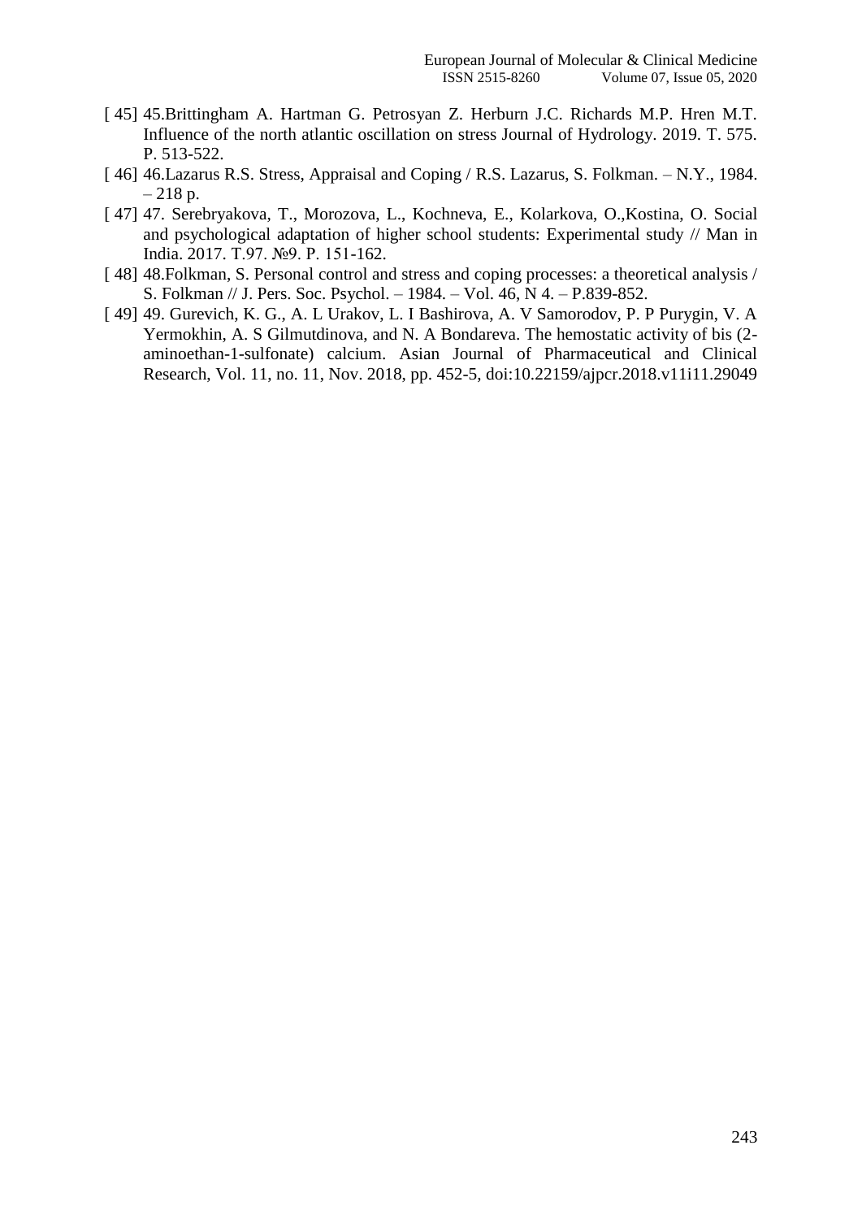[ 45] 45.Brittingham A. Hartman G. Petrosyan Z. Herburn J.C. Richards M.P. Hren M.T. Influence of the north atlantic oscillation on stress Journal of Hydrology. 2019. T. 575. P. 513-522.

[ 46] 46.Lazarus R.S. Stress, Appraisal and Coping / R.S. Lazarus, S. Folkman. – N.Y., 1984. – 218 p.

[ 47] 47. Serebryakova, T., Morozova, L., Kochneva, E., Kolarkova, O.,Kostina, O. Social and psychological adaptation of higher school students: Experimental study // Man in India. 2017. T.97. №9. P. 151-162.

[ 48] 48.Folkman, S. Personal control and stress and coping processes: a theoretical analysis / S. Folkman // J. Pers. Soc. Psychol. – 1984. – Vol. 46, N 4. – P.839-852.

[ 49] 49. Gurevich, K. G., A. L Urakov, L. I Bashirova, A. V Samorodov, P. P Purygin, V. A Yermokhin, A. S Gilmutdinova, and N. A Bondareva. The hemostatic activity of bis (2-aminoethan-1-sulfonate) calcium. Asian Journal of Pharmaceutical and Clinical Research, Vol. 11, no. 11, Nov. 2018, pp. 452-5, doi:10.22159/ajpcr.2018.v11i11.29049